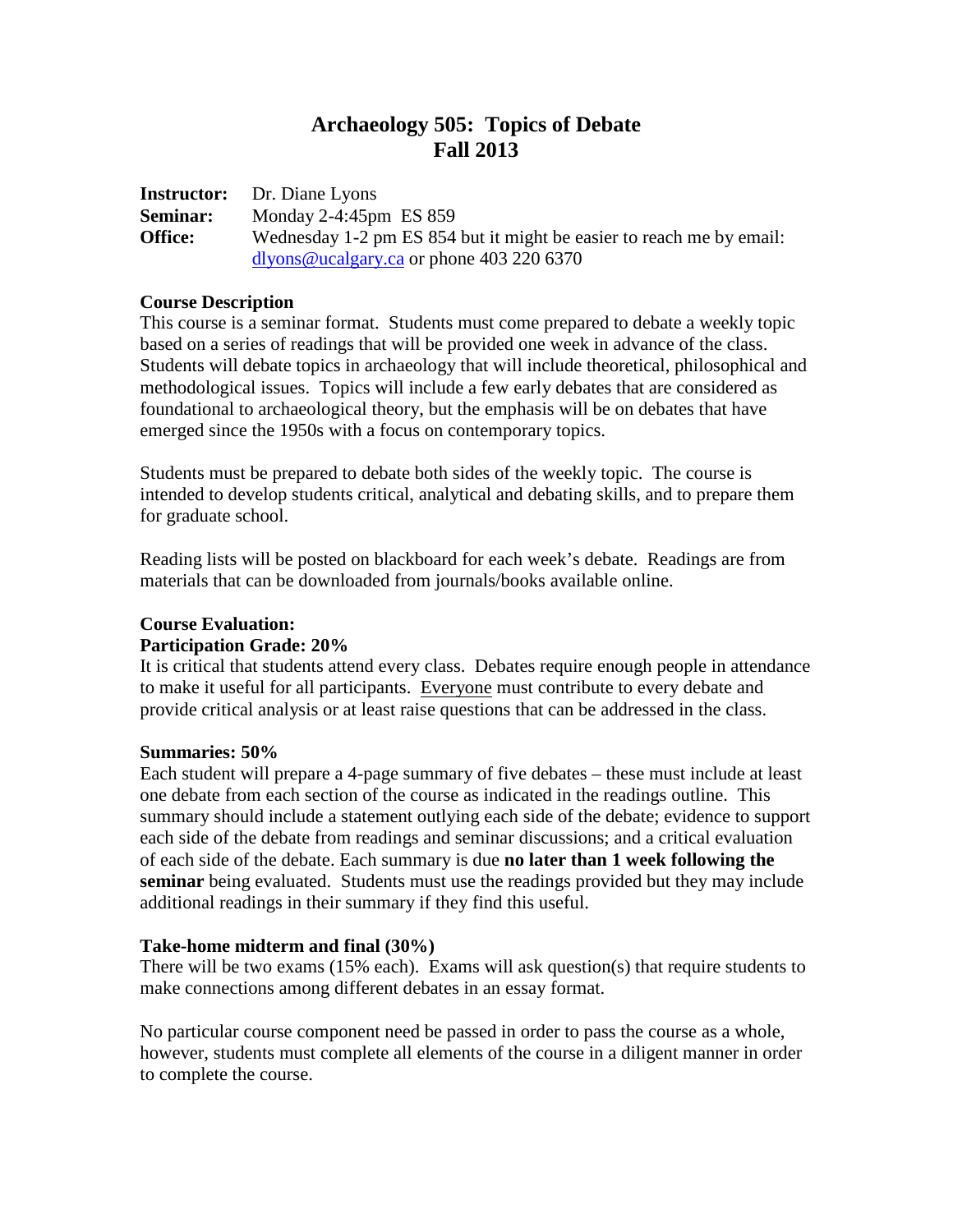# Archaeology 505: Topics of Debate
# Fall 2013

**Instructor:** Dr. Diane Lyons
**Seminar:** Monday 2-4:45pm ES 859
**Office:** Wednesday 1-2 pm ES 854 but it might be easier to reach me by email: dlyons@ucalgary.ca or phone 403 220 6370

**Course Description**

This course is a seminar format. Students must come prepared to debate a weekly topic based on a series of readings that will be provided one week in advance of the class. Students will debate topics in archaeology that will include theoretical, philosophical and methodological issues. Topics will include a few early debates that are considered as foundational to archaeological theory, but the emphasis will be on debates that have emerged since the 1950s with a focus on contemporary topics.

Students must be prepared to debate both sides of the weekly topic. The course is intended to develop students critical, analytical and debating skills, and to prepare them for graduate school.

Reading lists will be posted on blackboard for each week's debate. Readings are from materials that can be downloaded from journals/books available online.

**Course Evaluation:**

**Participation Grade: 20%**

It is critical that students attend every class. Debates require enough people in attendance to make it useful for all participants. Everyone must contribute to every debate and provide critical analysis or at least raise questions that can be addressed in the class.

**Summaries: 50%**

Each student will prepare a 4-page summary of five debates – these must include at least one debate from each section of the course as indicated in the readings outline. This summary should include a statement outlying each side of the debate; evidence to support each side of the debate from readings and seminar discussions; and a critical evaluation of each side of the debate. Each summary is due **no later than 1 week following the seminar** being evaluated. Students must use the readings provided but they may include additional readings in their summary if they find this useful.

**Take-home midterm and final (30%)**

There will be two exams (15% each). Exams will ask question(s) that require students to make connections among different debates in an essay format.

No particular course component need be passed in order to pass the course as a whole, however, students must complete all elements of the course in a diligent manner in order to complete the course.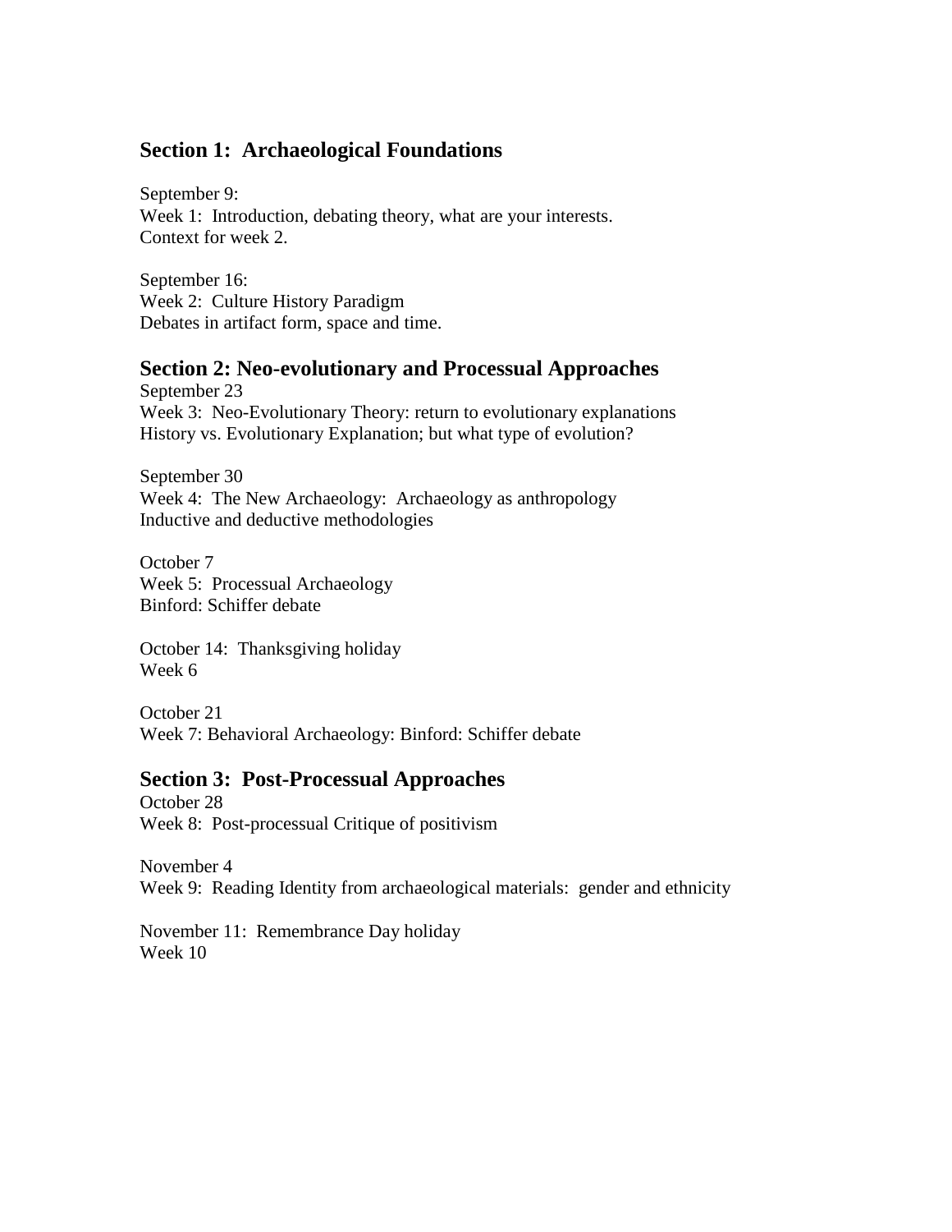## Section 1: Archaeological Foundations

September 9:
Week 1: Introduction, debating theory, what are your interests.
Context for week 2.

September 16:
Week 2: Culture History Paradigm
Debates in artifact form, space and time.

## Section 2: Neo-evolutionary and Processual Approaches

September 23
Week 3: Neo-Evolutionary Theory: return to evolutionary explanations
History vs. Evolutionary Explanation; but what type of evolution?

September 30
Week 4: The New Archaeology: Archaeology as anthropology
Inductive and deductive methodologies

October 7
Week 5: Processual Archaeology
Binford: Schiffer debate

October 14: Thanksgiving holiday
Week 6

October 21
Week 7: Behavioral Archaeology: Binford: Schiffer debate

## Section 3: Post-Processual Approaches

October 28
Week 8: Post-processual Critique of positivism

November 4
Week 9: Reading Identity from archaeological materials: gender and ethnicity

November 11: Remembrance Day holiday
Week 10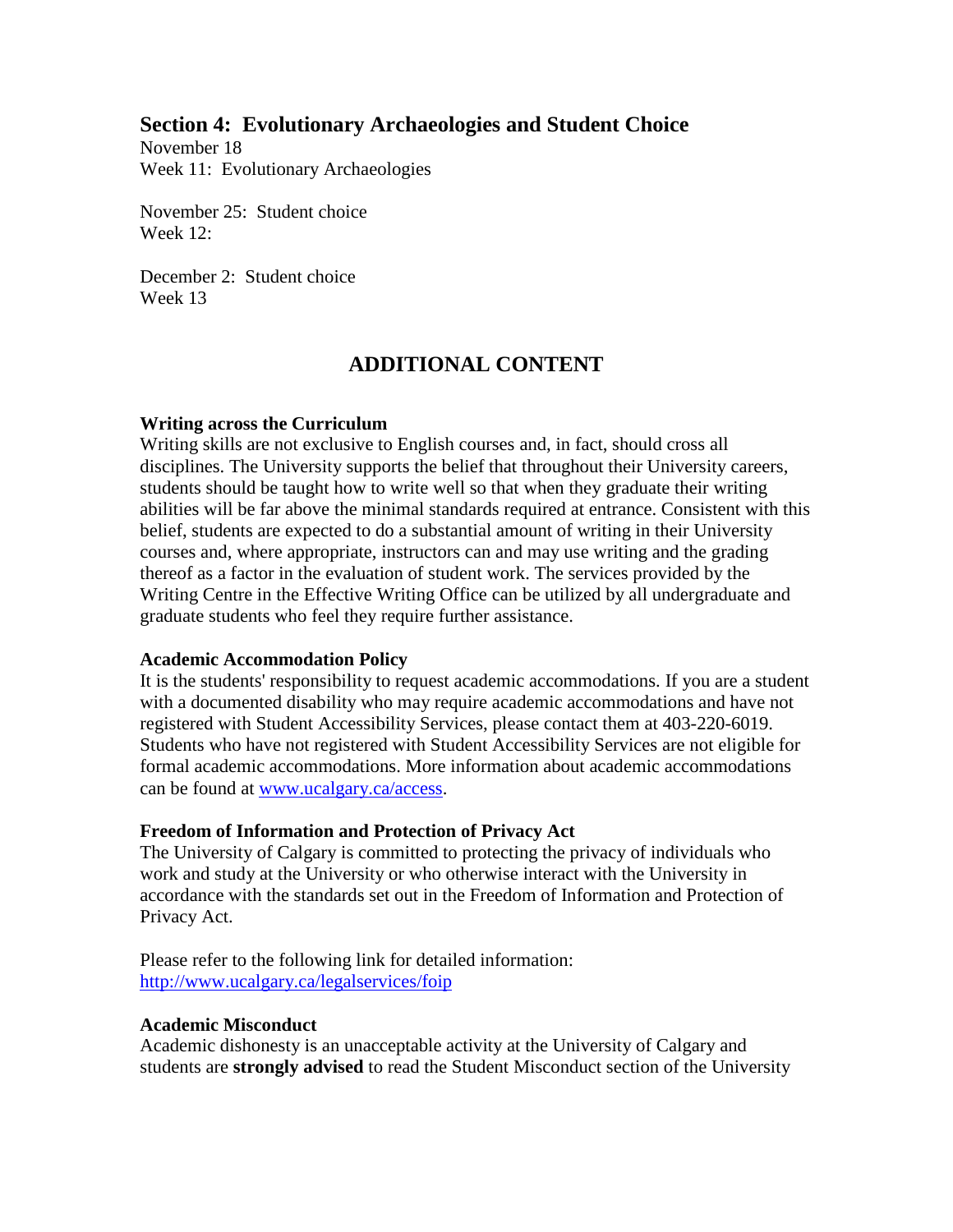## Section 4: Evolutionary Archaeologies and Student Choice

November 18
Week 11: Evolutionary Archaeologies

November 25: Student choice
Week 12:

December 2: Student choice
Week 13

# ADDITIONAL CONTENT

**Writing across the Curriculum**
Writing skills are not exclusive to English courses and, in fact, should cross all disciplines. The University supports the belief that throughout their University careers, students should be taught how to write well so that when they graduate their writing abilities will be far above the minimal standards required at entrance. Consistent with this belief, students are expected to do a substantial amount of writing in their University courses and, where appropriate, instructors can and may use writing and the grading thereof as a factor in the evaluation of student work. The services provided by the Writing Centre in the Effective Writing Office can be utilized by all undergraduate and graduate students who feel they require further assistance.

**Academic Accommodation Policy**
It is the students' responsibility to request academic accommodations. If you are a student with a documented disability who may require academic accommodations and have not registered with Student Accessibility Services, please contact them at 403-220-6019. Students who have not registered with Student Accessibility Services are not eligible for formal academic accommodations. More information about academic accommodations can be found at [www.ucalgary.ca/access](www.ucalgary.ca/access).

**Freedom of Information and Protection of Privacy Act**
The University of Calgary is committed to protecting the privacy of individuals who work and study at the University or who otherwise interact with the University in accordance with the standards set out in the Freedom of Information and Protection of Privacy Act.

Please refer to the following link for detailed information:
[http://www.ucalgary.ca/legalservices/foip](http://www.ucalgary.ca/legalservices/foip)

**Academic Misconduct**
Academic dishonesty is an unacceptable activity at the University of Calgary and students are **strongly advised** to read the Student Misconduct section of the University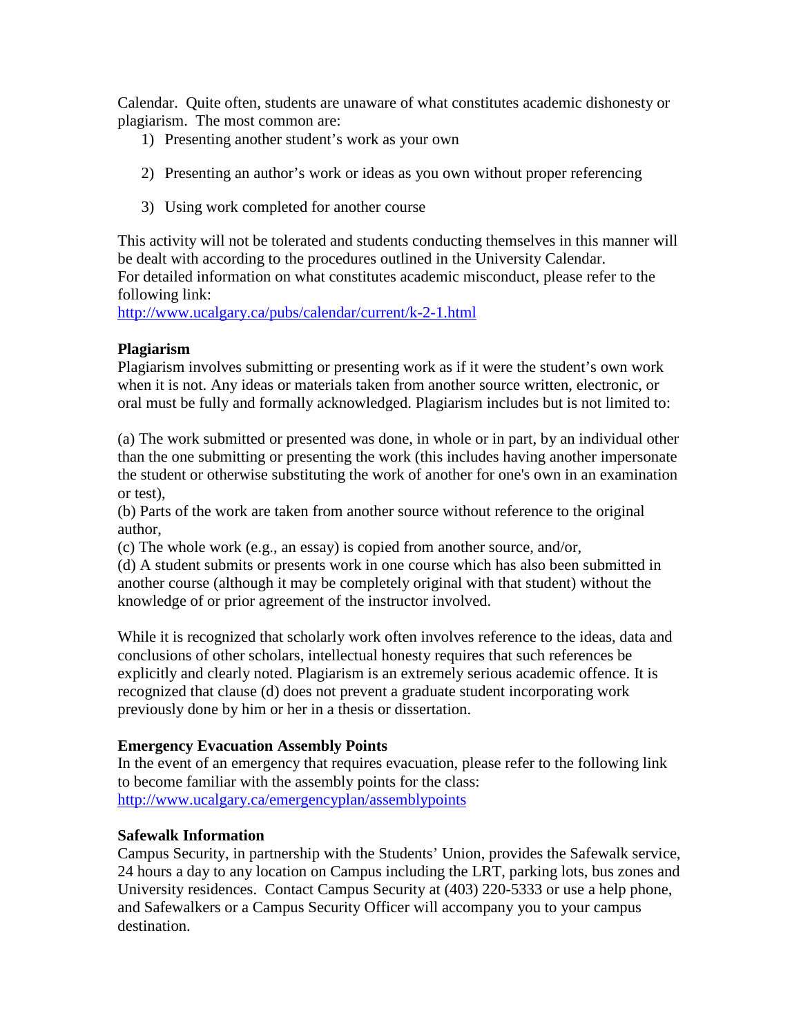Calendar. Quite often, students are unaware of what constitutes academic dishonesty or plagiarism. The most common are:

1) Presenting another student's work as your own

2) Presenting an author's work or ideas as you own without proper referencing

3) Using work completed for another course

This activity will not be tolerated and students conducting themselves in this manner will be dealt with according to the procedures outlined in the University Calendar.
For detailed information on what constitutes academic misconduct, please refer to the following link:
http://www.ucalgary.ca/pubs/calendar/current/k-2-1.html

**Plagiarism**
Plagiarism involves submitting or presenting work as if it were the student's own work when it is not. Any ideas or materials taken from another source written, electronic, or oral must be fully and formally acknowledged. Plagiarism includes but is not limited to:

(a) The work submitted or presented was done, in whole or in part, by an individual other than the one submitting or presenting the work (this includes having another impersonate the student or otherwise substituting the work of another for one's own in an examination or test),
(b) Parts of the work are taken from another source without reference to the original author,
(c) The whole work (e.g., an essay) is copied from another source, and/or,
(d) A student submits or presents work in one course which has also been submitted in another course (although it may be completely original with that student) without the knowledge of or prior agreement of the instructor involved.

While it is recognized that scholarly work often involves reference to the ideas, data and conclusions of other scholars, intellectual honesty requires that such references be explicitly and clearly noted. Plagiarism is an extremely serious academic offence. It is recognized that clause (d) does not prevent a graduate student incorporating work previously done by him or her in a thesis or dissertation.

**Emergency Evacuation Assembly Points**
In the event of an emergency that requires evacuation, please refer to the following link to become familiar with the assembly points for the class:
http://www.ucalgary.ca/emergencyplan/assemblypoints

**Safewalk Information**
Campus Security, in partnership with the Students' Union, provides the Safewalk service, 24 hours a day to any location on Campus including the LRT, parking lots, bus zones and University residences. Contact Campus Security at (403) 220-5333 or use a help phone, and Safewalkers or a Campus Security Officer will accompany you to your campus destination.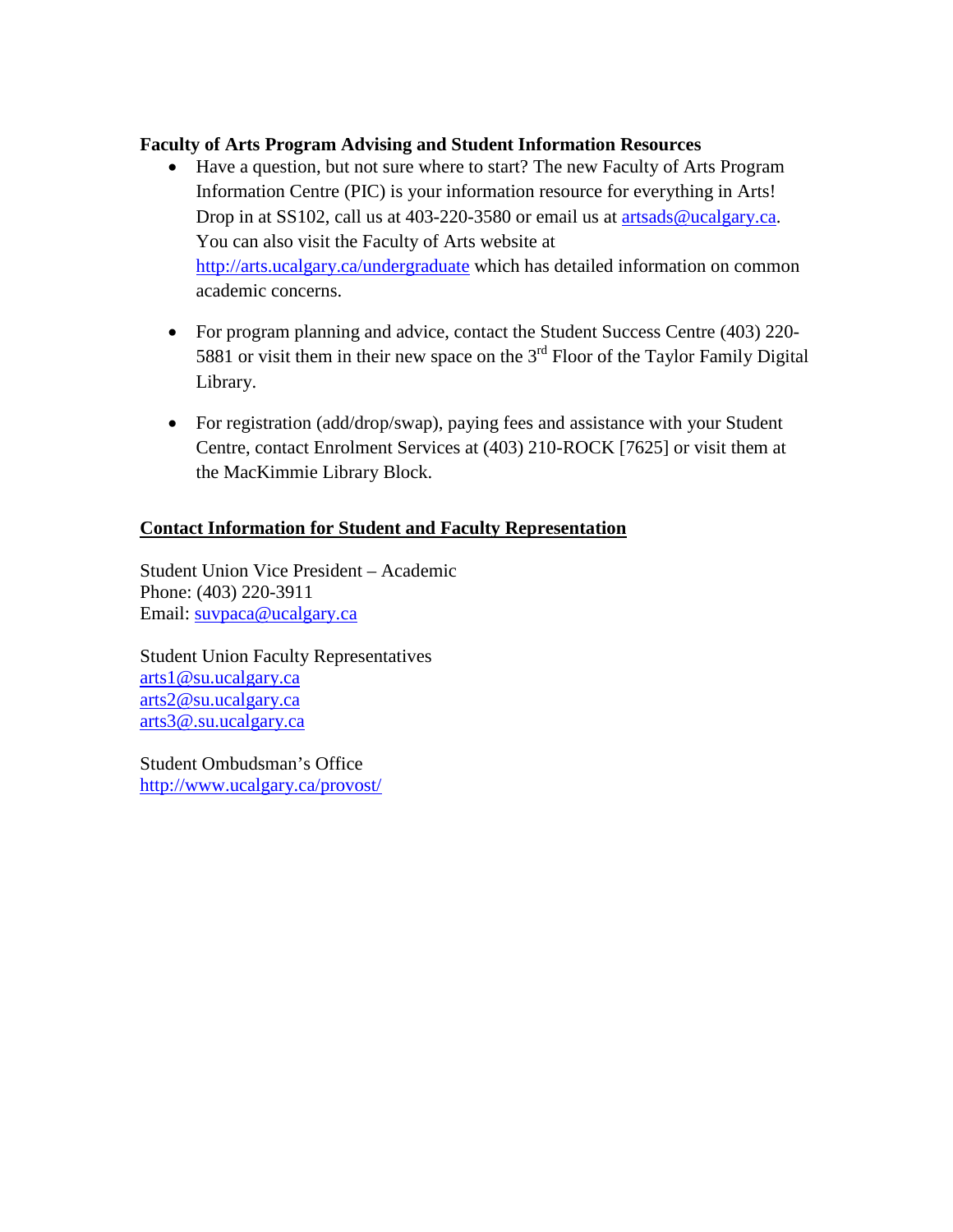**Faculty of Arts Program Advising and Student Information Resources**

- Have a question, but not sure where to start? The new Faculty of Arts Program Information Centre (PIC) is your information resource for everything in Arts! Drop in at SS102, call us at 403-220-3580 or email us at artsads@ucalgary.ca. You can also visit the Faculty of Arts website at http://arts.ucalgary.ca/undergraduate which has detailed information on common academic concerns.

- For program planning and advice, contact the Student Success Centre (403) 220-5881 or visit them in their new space on the 3rd Floor of the Taylor Family Digital Library.

- For registration (add/drop/swap), paying fees and assistance with your Student Centre, contact Enrolment Services at (403) 210-ROCK [7625] or visit them at the MacKimmie Library Block.

## Contact Information for Student and Faculty Representation

Student Union Vice President – Academic
Phone: (403) 220-3911
Email: suvpaca@ucalgary.ca

Student Union Faculty Representatives
arts1@su.ucalgary.ca
arts2@su.ucalgary.ca
arts3@.su.ucalgary.ca

Student Ombudsman's Office
http://www.ucalgary.ca/provost/